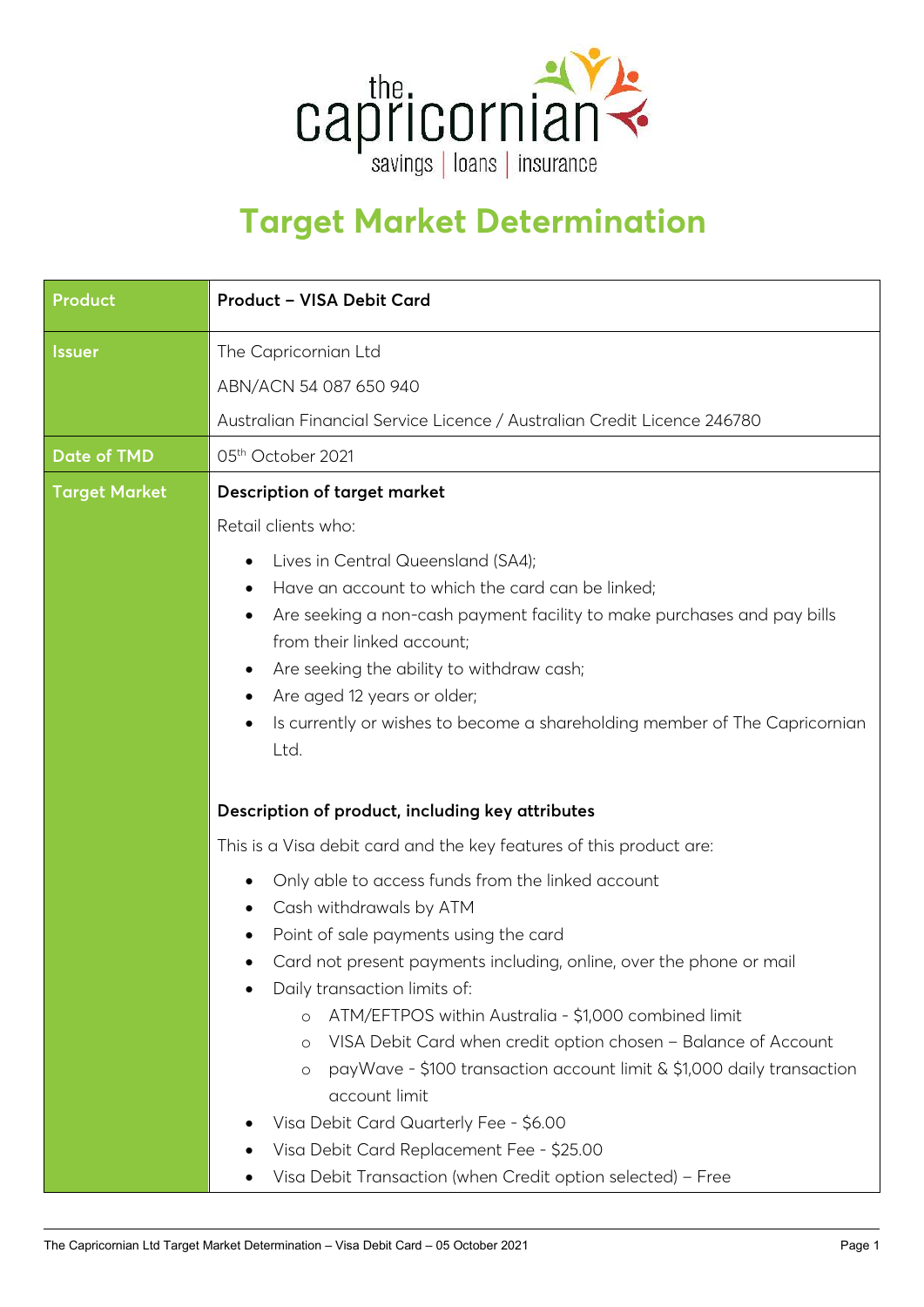# Target Market Determination

| Product | Product – VISA Debit Card |
|---|---|
| Issuer | The Capricornian Ltd<br>ABN/ACN 54 087 650 940<br>Australian Financial Service Licence / Australian Credit Licence 246780 |
| Date of TMD | 05th October 2021 |
| Target Market | **Description of target market**<br>Retail clients who:<br>• Lives in Central Queensland (SA4);<br>• Have an account to which the card can be linked;<br>• Are seeking a non-cash payment facility to make purchases and pay bills from their linked account;<br>• Are seeking the ability to withdraw cash;<br>• Are aged 12 years or older;<br>• Is currently or wishes to become a shareholding member of The Capricornian Ltd.<br><br>**Description of product, including key attributes**<br>This is a Visa debit card and the key features of this product are:<br>• Only able to access funds from the linked account<br>• Cash withdrawals by ATM<br>• Point of sale payments using the card<br>• Card not present payments including, online, over the phone or mail<br>• Daily transaction limits of:<br>  ○ ATM/EFTPOS within Australia - $1,000 combined limit<br>  ○ VISA Debit Card when credit option chosen – Balance of Account<br>  ○ payWave - $100 transaction account limit & $1,000 daily transaction account limit<br>• Visa Debit Card Quarterly Fee - $6.00<br>• Visa Debit Card Replacement Fee - $25.00<br>• Visa Debit Transaction (when Credit option selected) – Free |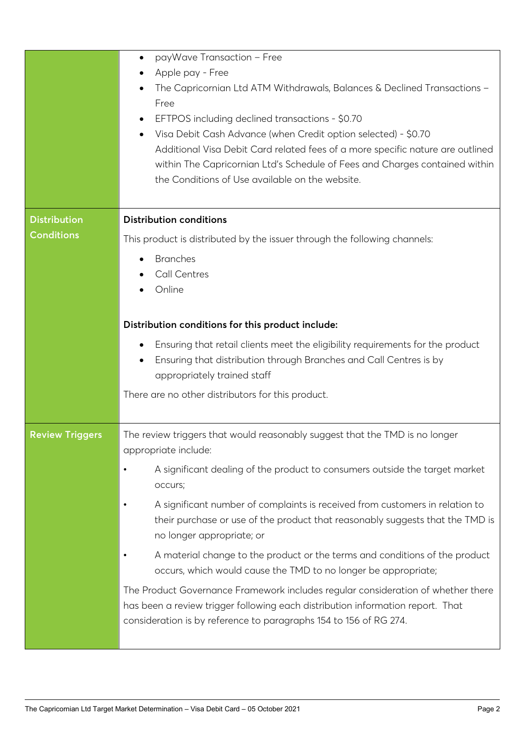| | |
|---|---|
| | • payWave Transaction – Free<br>• Apple pay - Free<br>• The Capricornian Ltd ATM Withdrawals, Balances & Declined Transactions – Free<br>• EFTPOS including declined transactions - $0.70<br>• Visa Debit Cash Advance (when Credit option selected) - $0.70<br>Additional Visa Debit Card related fees of a more specific nature are outlined within The Capricornian Ltd's Schedule of Fees and Charges contained within the Conditions of Use available on the website. |
| **Distribution Conditions** | **Distribution conditions**<br>This product is distributed by the issuer through the following channels:<br>• Branches<br>• Call Centres<br>• Online<br><br>**Distribution conditions for this product include:**<br>• Ensuring that retail clients meet the eligibility requirements for the product<br>• Ensuring that distribution through Branches and Call Centres is by appropriately trained staff<br>There are no other distributors for this product. |
| **Review Triggers** | The review triggers that would reasonably suggest that the TMD is no longer appropriate include:<br>• A significant dealing of the product to consumers outside the target market occurs;<br>• A significant number of complaints is received from customers in relation to their purchase or use of the product that reasonably suggests that the TMD is no longer appropriate; or<br>• A material change to the product or the terms and conditions of the product occurs, which would cause the TMD to no longer be appropriate;<br>The Product Governance Framework includes regular consideration of whether there has been a review trigger following each distribution information report. That consideration is by reference to paragraphs 154 to 156 of RG 274. |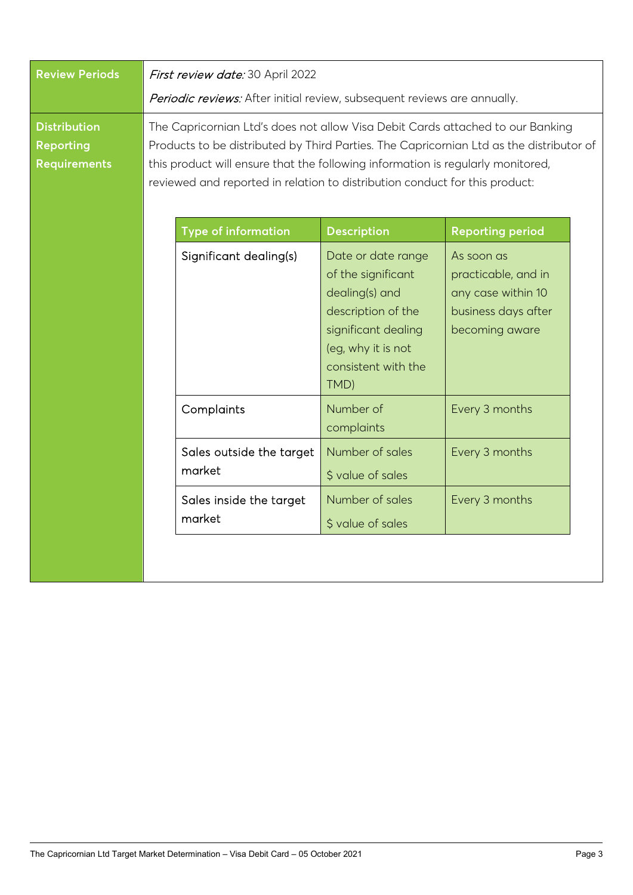| | |
|---|---|
| **Review Periods** | *First review date:* 30 April 2022<br><br>*Periodic reviews:* After initial review, subsequent reviews are annually. |
| **Distribution Reporting Requirements** | The Capricornian Ltd's does not allow Visa Debit Cards attached to our Banking Products to be distributed by Third Parties. The Capricornian Ltd as the distributor of this product will ensure that the following information is regularly monitored, reviewed and reported in relation to distribution conduct for this product: |

| Type of information | Description | Reporting period |
|---|---|---|
| Significant dealing(s) | Date or date range of the significant dealing(s) and description of the significant dealing (eg, why it is not consistent with the TMD) | As soon as practicable, and in any case within 10 business days after becoming aware |
| Complaints | Number of complaints | Every 3 months |
| Sales outside the target market | Number of sales<br>$ value of sales | Every 3 months |
| Sales inside the target market | Number of sales<br>$ value of sales | Every 3 months |